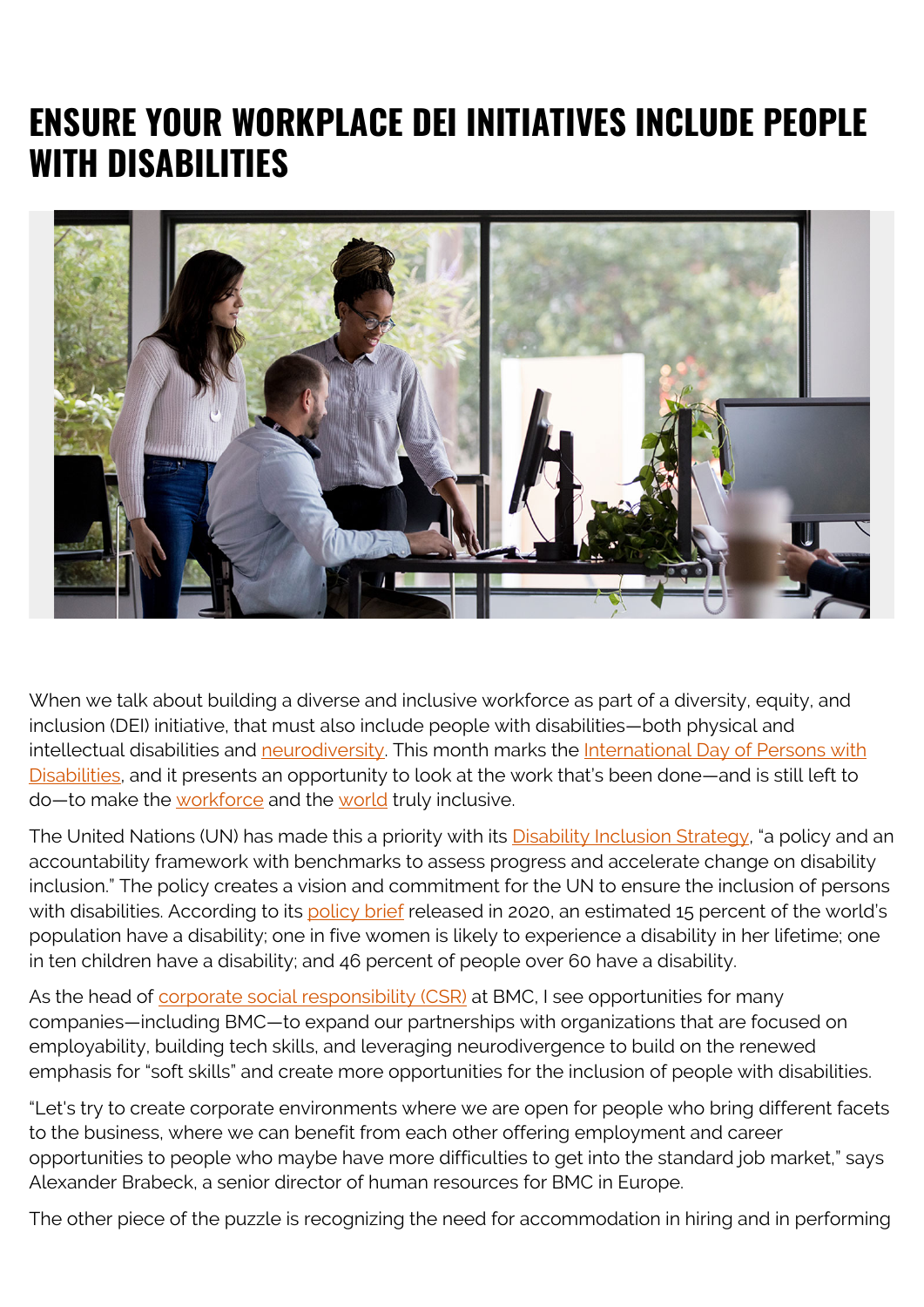# ENSURE YOUR WORKPLACE DEI INITIATIVES INCLUDE PEOPLE WITH DISABILITIES

When we talk about building a diverse and inclusive workforce as part of a diversity, equity, and inclusion (DEI) initiative, that must also include people with disabilities—both physical and intellectual disabilities and neurodiversity. This month marks the International Day of Persons with Disabilities, and it presents an opportunity to look at the work that's been done—and is still left to do—to make the workforce and the world truly inclusive.

The United Nations (UN) has made this a priority with its Disability Inclusion Strategy, "a policy and an accountability framework with benchmarks to assess progress and accelerate change on disability inclusion." The policy creates a vision and commitment for the UN to ensure the inclusion of persons with disabilities. According to its policy brief released in 2020, an estimated 15 percent of the world's population have a disability; one in five women is likely to experience a disability in her lifetime; one in ten children have a disability; and 46 percent of people over 60 have a disability.

As the head of corporate social responsibility (CSR) at BMC, I see opportunities for many companies—including BMC—to expand our partnerships with organizations that are focused on employability, building tech skills, and leveraging neurodivergence to build on the renewed emphasis for "soft skills" and create more opportunities for the inclusion of people with disabilities.

"Let's try to create corporate environments where we are open for people who bring different facets to the business, where we can benefit from each other offering employment and career opportunities to people who maybe have more difficulties to get into the standard job market," says Alexander Brabeck, a senior director of human resources for BMC in Europe.

The other piece of the puzzle is recognizing the need for accommodation in hiring and in performing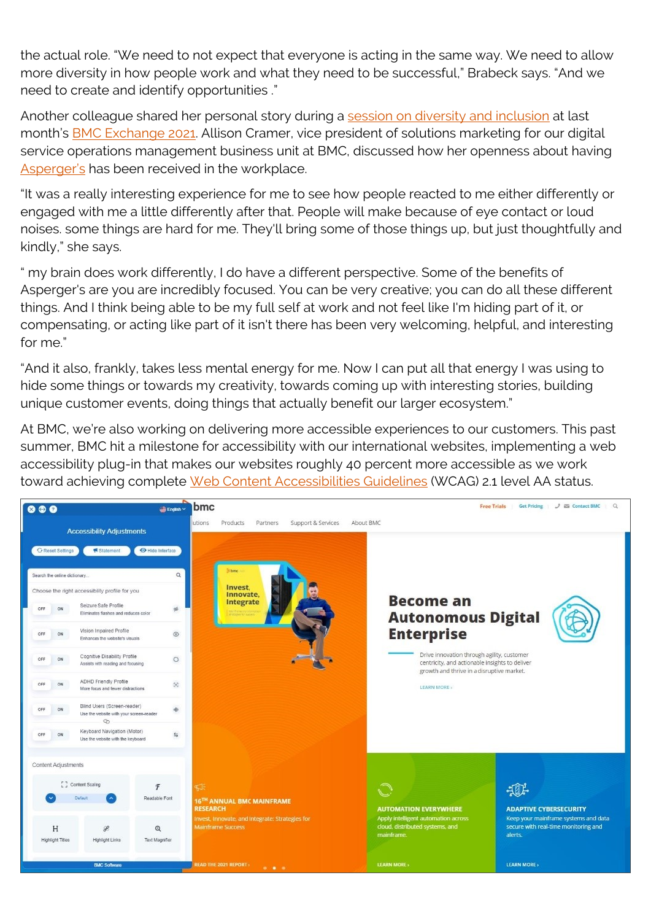the actual role. "We need to not expect that everyone is acting in the same way. We need to allow more diversity in how people work and what they need to be successful," Brabeck says. "And we need to create and identify opportunities ."

Another colleague shared her personal story during a [session on diversity and inclusion](#) at last month's [BMC Exchange 2021](#). Allison Cramer, vice president of solutions marketing for our digital service operations management business unit at BMC, discussed how her openness about having [Asperger's](#) has been received in the workplace.

"It was a really interesting experience for me to see how people reacted to me either differently or engaged with me a little differently after that. People will make because of eye contact or loud noises. some things are hard for me. They'll bring some of those things up, but just thoughtfully and kindly," she says.

" my brain does work differently, I do have a different perspective. Some of the benefits of Asperger's are you are incredibly focused. You can be very creative; you can do all these different things. And I think being able to be my full self at work and not feel like I'm hiding part of it, or compensating, or acting like part of it isn't there has been very welcoming, helpful, and interesting for me."

"And it also, frankly, takes less mental energy for me. Now I can put all that energy I was using to hide some things or towards my creativity, towards coming up with interesting stories, building unique customer events, doing things that actually benefit our larger ecosystem."

At BMC, we're also working on delivering more accessible experiences to our customers. This past summer, BMC hit a milestone for accessibility with our international websites, implementing a web accessibility plug-in that makes our websites roughly 40 percent more accessible as we work toward achieving complete [Web Content Accessibilities Guidelines](#) (WCAG) 2.1 level AA status.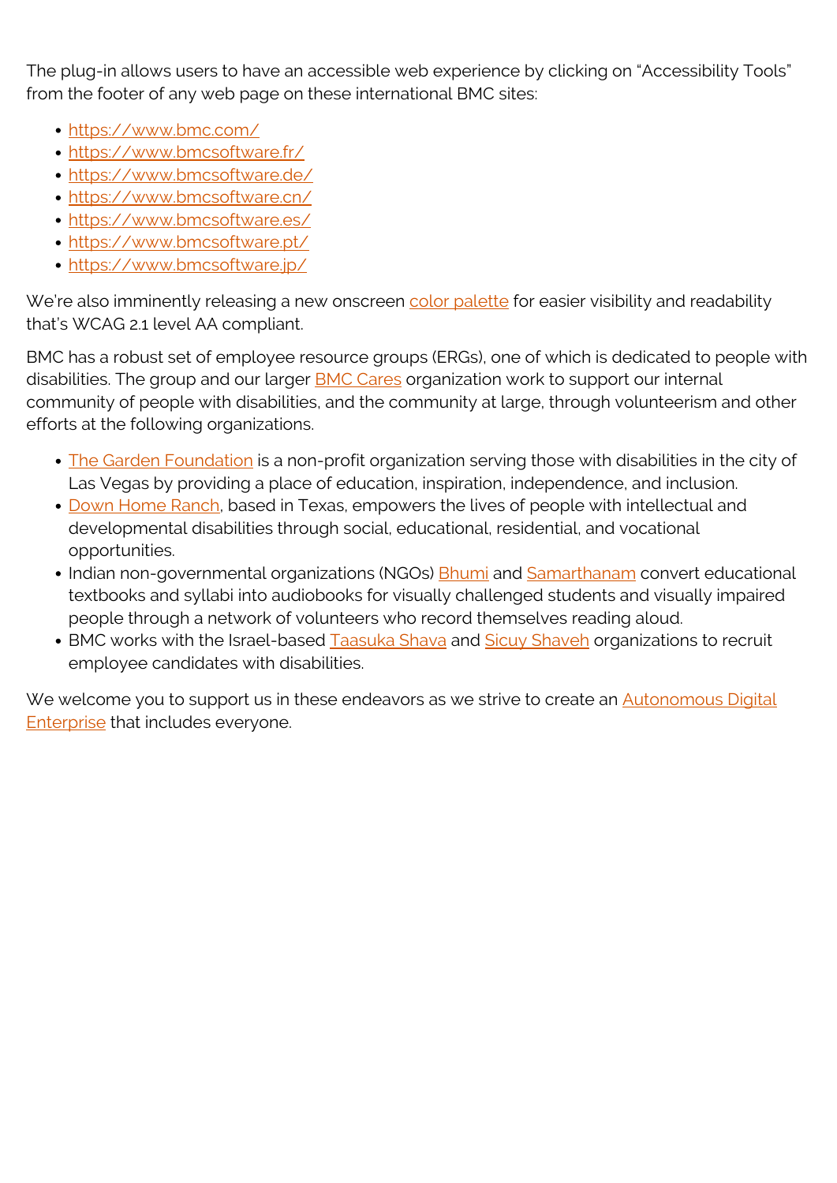The plug-in allows users to have an accessible web experience by clicking on "Accessibility Tools" from the footer of any web page on these international BMC sites:

- https://www.bmc.com/
- https://www.bmcsoftware.fr/
- https://www.bmcsoftware.de/
- https://www.bmcsoftware.cn/
- https://www.bmcsoftware.es/
- https://www.bmcsoftware.pt/
- https://www.bmcsoftware.jp/

We're also imminently releasing a new onscreen color palette for easier visibility and readability that's WCAG 2.1 level AA compliant.

BMC has a robust set of employee resource groups (ERGs), one of which is dedicated to people with disabilities. The group and our larger BMC Cares organization work to support our internal community of people with disabilities, and the community at large, through volunteerism and other efforts at the following organizations.

- The Garden Foundation is a non-profit organization serving those with disabilities in the city of Las Vegas by providing a place of education, inspiration, independence, and inclusion.
- Down Home Ranch, based in Texas, empowers the lives of people with intellectual and developmental disabilities through social, educational, residential, and vocational opportunities.
- Indian non-governmental organizations (NGOs) Bhumi and Samarthanam convert educational textbooks and syllabi into audiobooks for visually challenged students and visually impaired people through a network of volunteers who record themselves reading aloud.
- BMC works with the Israel-based Taasuka Shava and Sicuy Shaveh organizations to recruit employee candidates with disabilities.

We welcome you to support us in these endeavors as we strive to create an Autonomous Digital Enterprise that includes everyone.